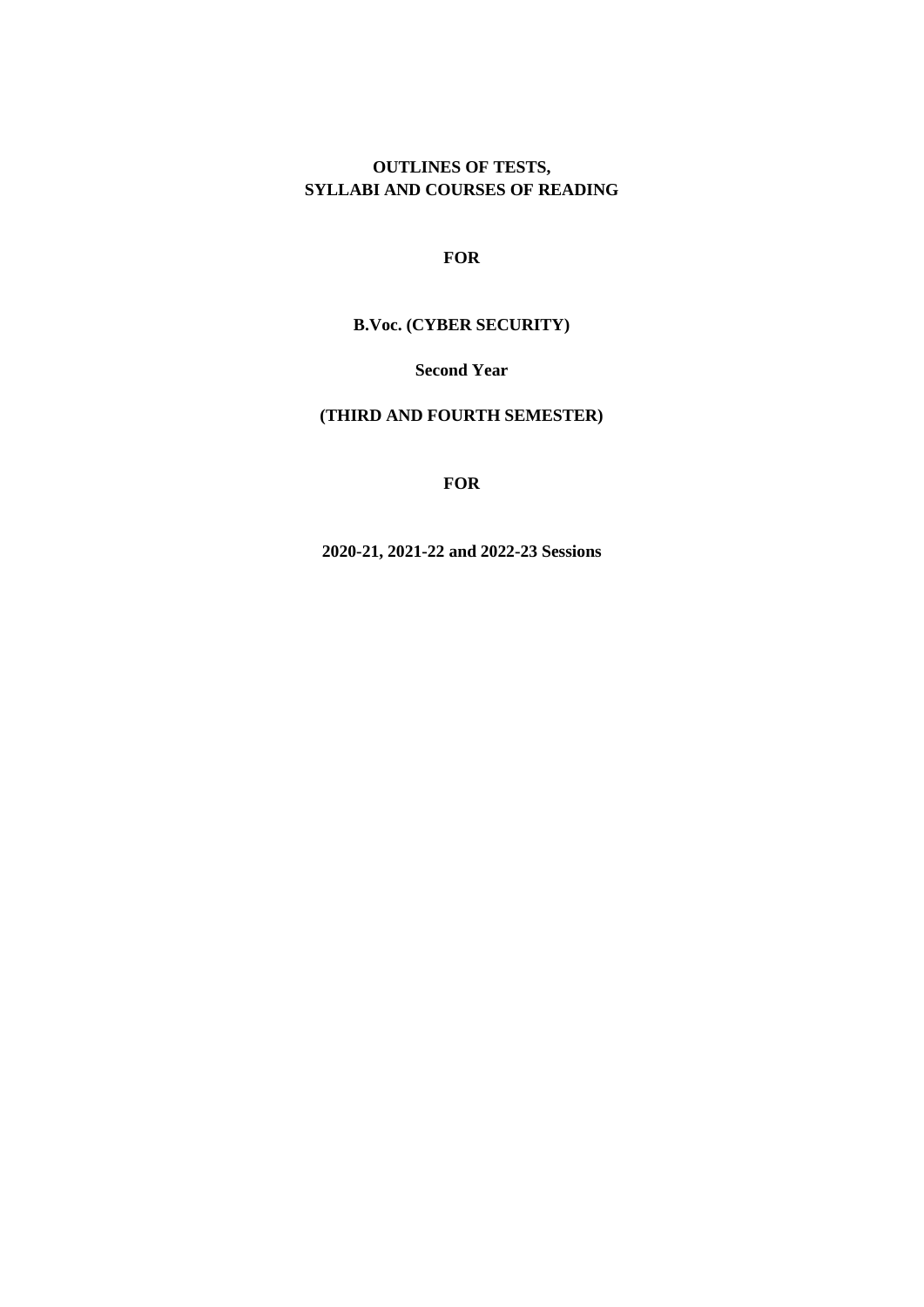# OUTLINES OF TESTS,
# SYLLABI AND COURSES OF READING

**FOR**

**B.Voc. (CYBER SECURITY)**

**Second Year**

**(THIRD AND FOURTH SEMESTER)**

**FOR**

**2020-21, 2021-22 and 2022-23 Sessions**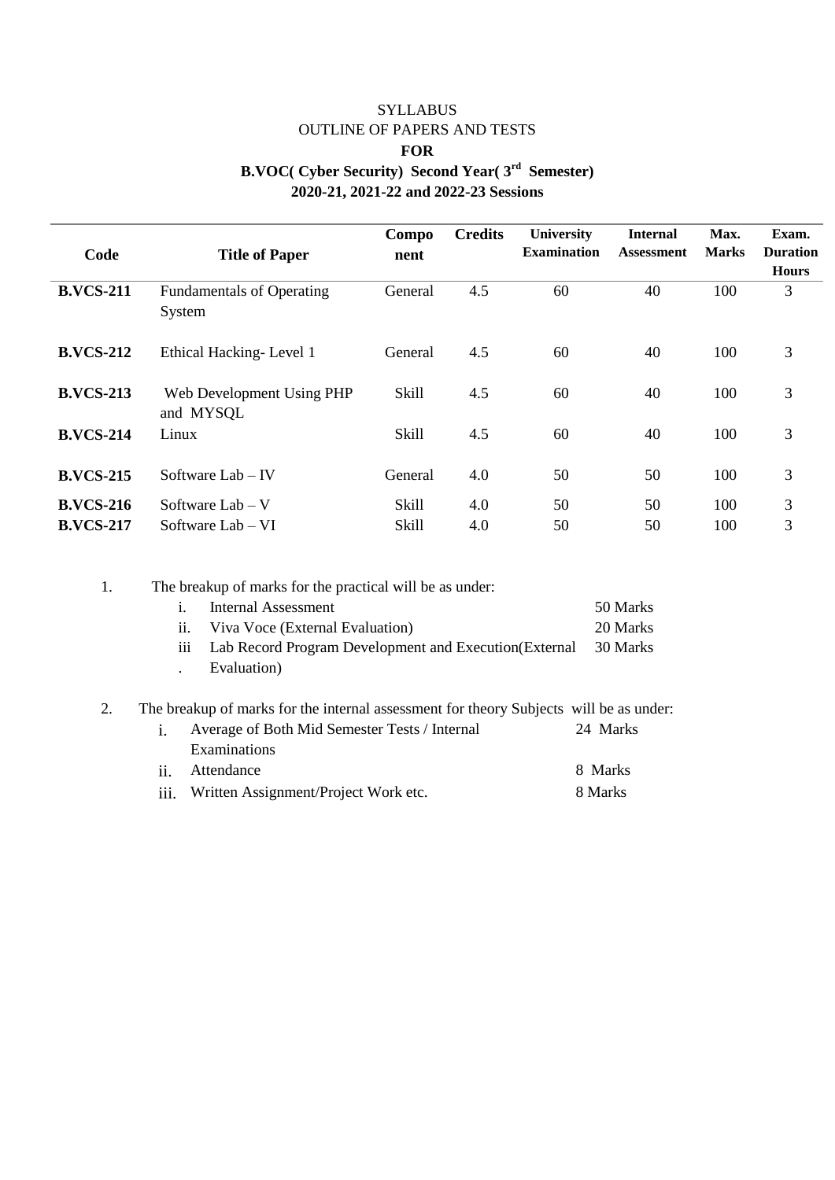# SYLLABUS

## OUTLINE OF PAPERS AND TESTS

## FOR

## B.VOC( Cyber Security) Second Year( 3rd Semester)

## 2020-21, 2021-22 and 2022-23 Sessions

| Code | Title of Paper | Component | Credits | University Examination | Internal Assessment | Max. Marks | Exam. Duration Hours |
|---|---|---|---|---|---|---|---|
| **B.VCS-211** | Fundamentals of Operating System | General | 4.5 | 60 | 40 | 100 | 3 |
| **B.VCS-212** | Ethical Hacking- Level 1 | General | 4.5 | 60 | 40 | 100 | 3 |
| **B.VCS-213** | Web Development Using PHP and MYSQL | Skill | 4.5 | 60 | 40 | 100 | 3 |
| **B.VCS-214** | Linux | Skill | 4.5 | 60 | 40 | 100 | 3 |
| **B.VCS-215** | Software Lab – IV | General | 4.0 | 50 | 50 | 100 | 3 |
| **B.VCS-216** | Software Lab – V | Skill | 4.0 | 50 | 50 | 100 | 3 |
| **B.VCS-217** | Software Lab – VI | Skill | 4.0 | 50 | 50 | 100 | 3 |

1. The breakup of marks for the practical will be as under:
   - i. Internal Assessment — 50 Marks
   - ii. Viva Voce (External Evaluation) — 20 Marks
   - iii. Lab Record Program Development and Execution(External Evaluation) — 30 Marks

2. The breakup of marks for the internal assessment for theory Subjects will be as under:
   - i. Average of Both Mid Semester Tests / Internal Examinations — 24 Marks
   - ii. Attendance — 8 Marks
   - iii. Written Assignment/Project Work etc. — 8 Marks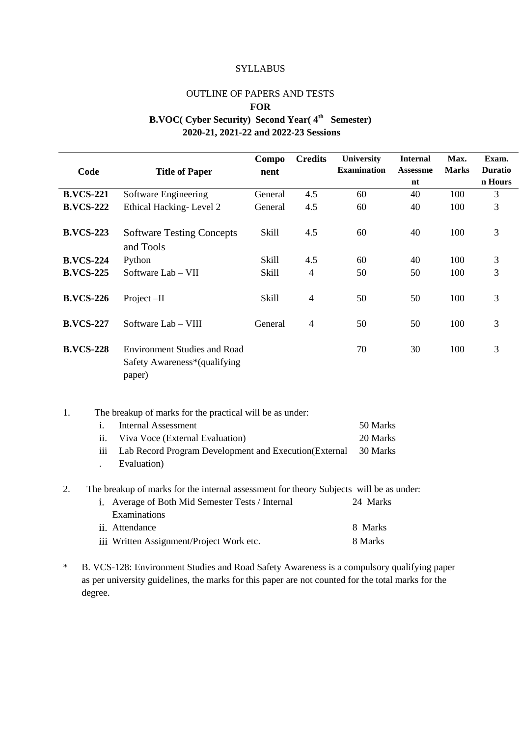SYLLABUS

OUTLINE OF PAPERS AND TESTS

**FOR**

**B.VOC( Cyber Security) Second Year( 4th Semester)**

**2020-21, 2021-22 and 2022-23 Sessions**

| Code | Title of Paper | Component | Credits | University Examination | Internal Assessment | Max. Marks | Exam. Duration Hours |
|---|---|---|---|---|---|---|---|
| **B.VCS-221** | Software Engineering | General | 4.5 | 60 | 40 | 100 | 3 |
| **B.VCS-222** | Ethical Hacking- Level 2 | General | 4.5 | 60 | 40 | 100 | 3 |
| **B.VCS-223** | Software Testing Concepts and Tools | Skill | 4.5 | 60 | 40 | 100 | 3 |
| **B.VCS-224** | Python | Skill | 4.5 | 60 | 40 | 100 | 3 |
| **B.VCS-225** | Software Lab – VII | Skill | 4 | 50 | 50 | 100 | 3 |
| **B.VCS-226** | Project –II | Skill | 4 | 50 | 50 | 100 | 3 |
| **B.VCS-227** | Software Lab – VIII | General | 4 | 50 | 50 | 100 | 3 |
| **B.VCS-228** | Environment Studies and Road Safety Awareness*(qualifying paper) | | | 70 | 30 | 100 | 3 |

1. The breakup of marks for the practical will be as under:

   i. Internal Assessment — 50 Marks
   ii. Viva Voce (External Evaluation) — 20 Marks
   iii. Lab Record Program Development and Execution(External Evaluation) — 30 Marks

2. The breakup of marks for the internal assessment for theory Subjects will be as under:

   i. Average of Both Mid Semester Tests / Internal Examinations — 24 Marks
   ii. Attendance — 8 Marks
   iii. Written Assignment/Project Work etc. — 8 Marks

\* B. VCS-128: Environment Studies and Road Safety Awareness is a compulsory qualifying paper as per university guidelines, the marks for this paper are not counted for the total marks for the degree.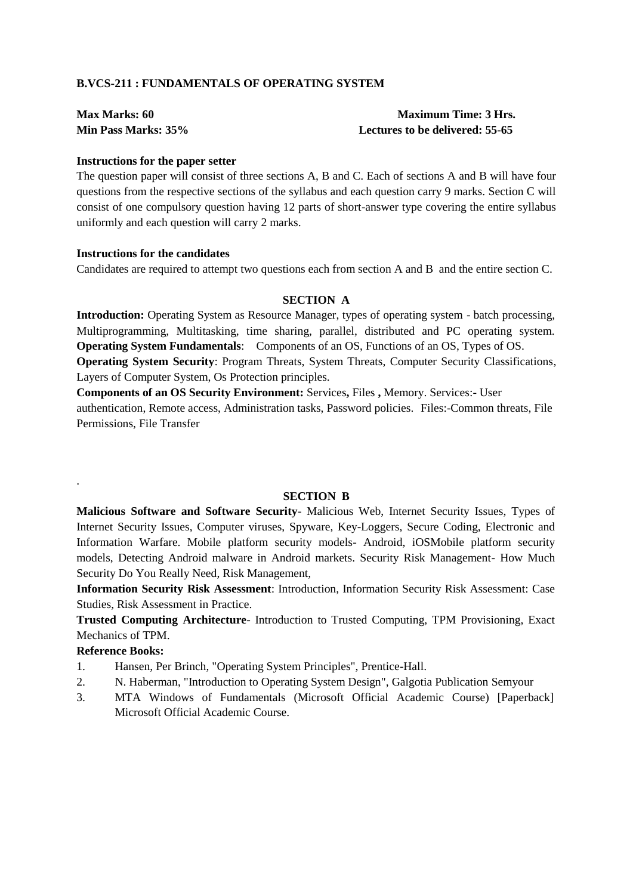**B.VCS-211 : FUNDAMENTALS OF OPERATING SYSTEM**

**Max Marks: 60** **Maximum Time: 3 Hrs.**
**Min Pass Marks: 35%** **Lectures to be delivered: 55-65**

**Instructions for the paper setter**

The question paper will consist of three sections A, B and C. Each of sections A and B will have four questions from the respective sections of the syllabus and each question carry 9 marks. Section C will consist of one compulsory question having 12 parts of short-answer type covering the entire syllabus uniformly and each question will carry 2 marks.

**Instructions for the candidates**

Candidates are required to attempt two questions each from section A and B and the entire section C.

**SECTION A**

**Introduction:** Operating System as Resource Manager, types of operating system - batch processing, Multiprogramming, Multitasking, time sharing, parallel, distributed and PC operating system.
**Operating System Fundamentals**: Components of an OS, Functions of an OS, Types of OS.
**Operating System Security**: Program Threats, System Threats, Computer Security Classifications, Layers of Computer System, Os Protection principles.
**Components of an OS Security Environment:** Services**,** Files **,** Memory. Services:- User authentication, Remote access, Administration tasks, Password policies. Files:-Common threats, File Permissions, File Transfer

.

**SECTION B**

**Malicious Software and Software Security**- Malicious Web, Internet Security Issues, Types of Internet Security Issues, Computer viruses, Spyware, Key-Loggers, Secure Coding, Electronic and Information Warfare. Mobile platform security models- Android, iOSMobile platform security models, Detecting Android malware in Android markets. Security Risk Management- How Much Security Do You Really Need, Risk Management,
**Information Security Risk Assessment**: Introduction, Information Security Risk Assessment: Case Studies, Risk Assessment in Practice.
**Trusted Computing Architecture**- Introduction to Trusted Computing, TPM Provisioning, Exact Mechanics of TPM.

**Reference Books:**

1. Hansen, Per Brinch, "Operating System Principles", Prentice-Hall.
2. N. Haberman, "Introduction to Operating System Design", Galgotia Publication Semyour
3. MTA Windows of Fundamentals (Microsoft Official Academic Course) [Paperback] Microsoft Official Academic Course.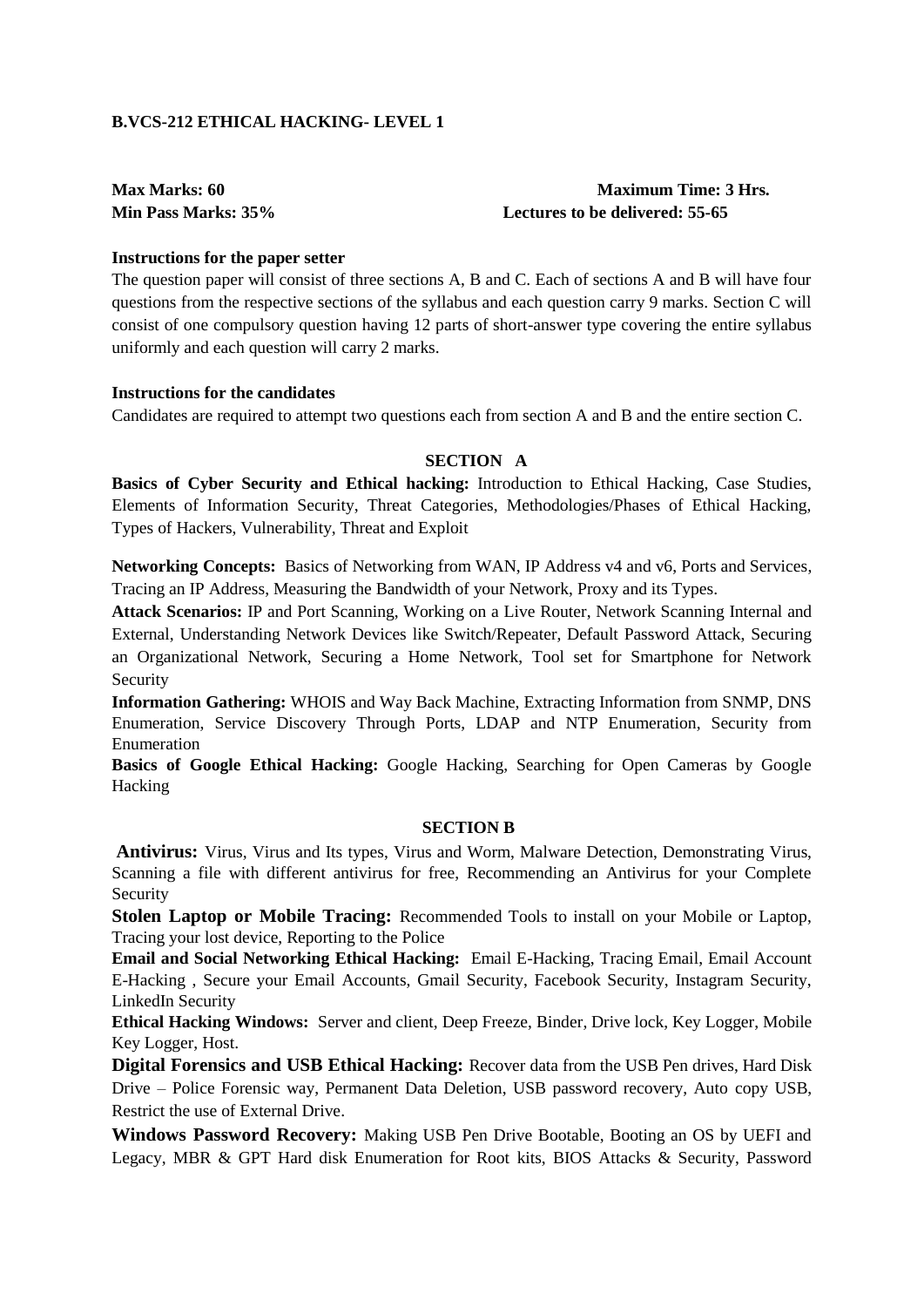**B.VCS-212 ETHICAL HACKING- LEVEL 1**

**Max Marks: 60** **Maximum Time: 3 Hrs.**
**Min Pass Marks: 35%** **Lectures to be delivered: 55-65**

**Instructions for the paper setter**

The question paper will consist of three sections A, B and C. Each of sections A and B will have four questions from the respective sections of the syllabus and each question carry 9 marks. Section C will consist of one compulsory question having 12 parts of short-answer type covering the entire syllabus uniformly and each question will carry 2 marks.

**Instructions for the candidates**

Candidates are required to attempt two questions each from section A and B and the entire section C.

**SECTION A**

**Basics of Cyber Security and Ethical hacking:** Introduction to Ethical Hacking, Case Studies, Elements of Information Security, Threat Categories, Methodologies/Phases of Ethical Hacking, Types of Hackers, Vulnerability, Threat and Exploit

**Networking Concepts:** Basics of Networking from WAN, IP Address v4 and v6, Ports and Services, Tracing an IP Address, Measuring the Bandwidth of your Network, Proxy and its Types.

**Attack Scenarios:** IP and Port Scanning, Working on a Live Router, Network Scanning Internal and External, Understanding Network Devices like Switch/Repeater, Default Password Attack, Securing an Organizational Network, Securing a Home Network, Tool set for Smartphone for Network Security

**Information Gathering:** WHOIS and Way Back Machine, Extracting Information from SNMP, DNS Enumeration, Service Discovery Through Ports, LDAP and NTP Enumeration, Security from Enumeration

**Basics of Google Ethical Hacking:** Google Hacking, Searching for Open Cameras by Google Hacking

**SECTION B**

**Antivirus:** Virus, Virus and Its types, Virus and Worm, Malware Detection, Demonstrating Virus, Scanning a file with different antivirus for free, Recommending an Antivirus for your Complete Security

**Stolen Laptop or Mobile Tracing:** Recommended Tools to install on your Mobile or Laptop, Tracing your lost device, Reporting to the Police

**Email and Social Networking Ethical Hacking:** Email E-Hacking, Tracing Email, Email Account E-Hacking , Secure your Email Accounts, Gmail Security, Facebook Security, Instagram Security, LinkedIn Security

**Ethical Hacking Windows:** Server and client, Deep Freeze, Binder, Drive lock, Key Logger, Mobile Key Logger, Host.

**Digital Forensics and USB Ethical Hacking:** Recover data from the USB Pen drives, Hard Disk Drive – Police Forensic way, Permanent Data Deletion, USB password recovery, Auto copy USB, Restrict the use of External Drive.

**Windows Password Recovery:** Making USB Pen Drive Bootable, Booting an OS by UEFI and Legacy, MBR & GPT Hard disk Enumeration for Root kits, BIOS Attacks & Security, Password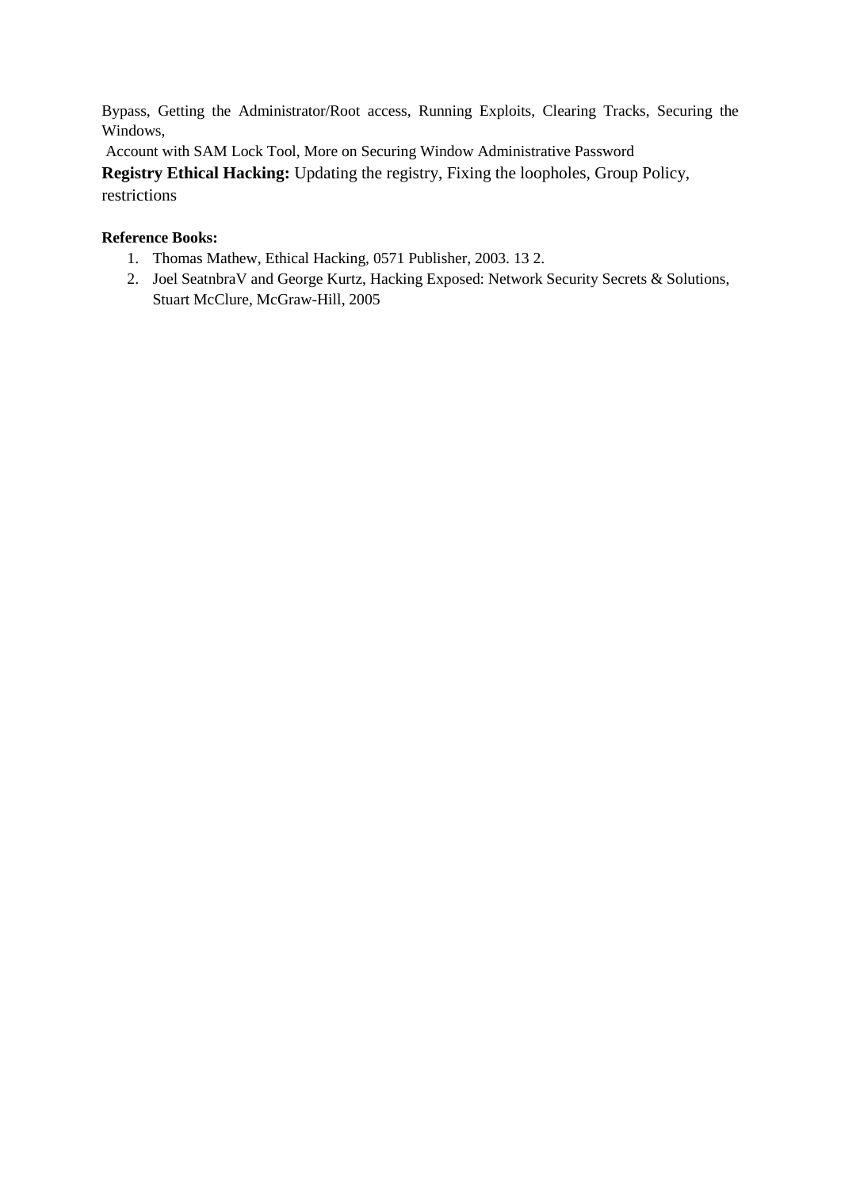Bypass, Getting the Administrator/Root access, Running Exploits, Clearing Tracks, Securing the Windows,

Account with SAM Lock Tool, More on Securing Window Administrative Password

**Registry Ethical Hacking:** Updating the registry, Fixing the loopholes, Group Policy, restrictions

**Reference Books:**

1. Thomas Mathew, Ethical Hacking, 0571 Publisher, 2003. 13 2.
2. Joel SeatnbraV and George Kurtz, Hacking Exposed: Network Security Secrets & Solutions, Stuart McClure, McGraw-Hill, 2005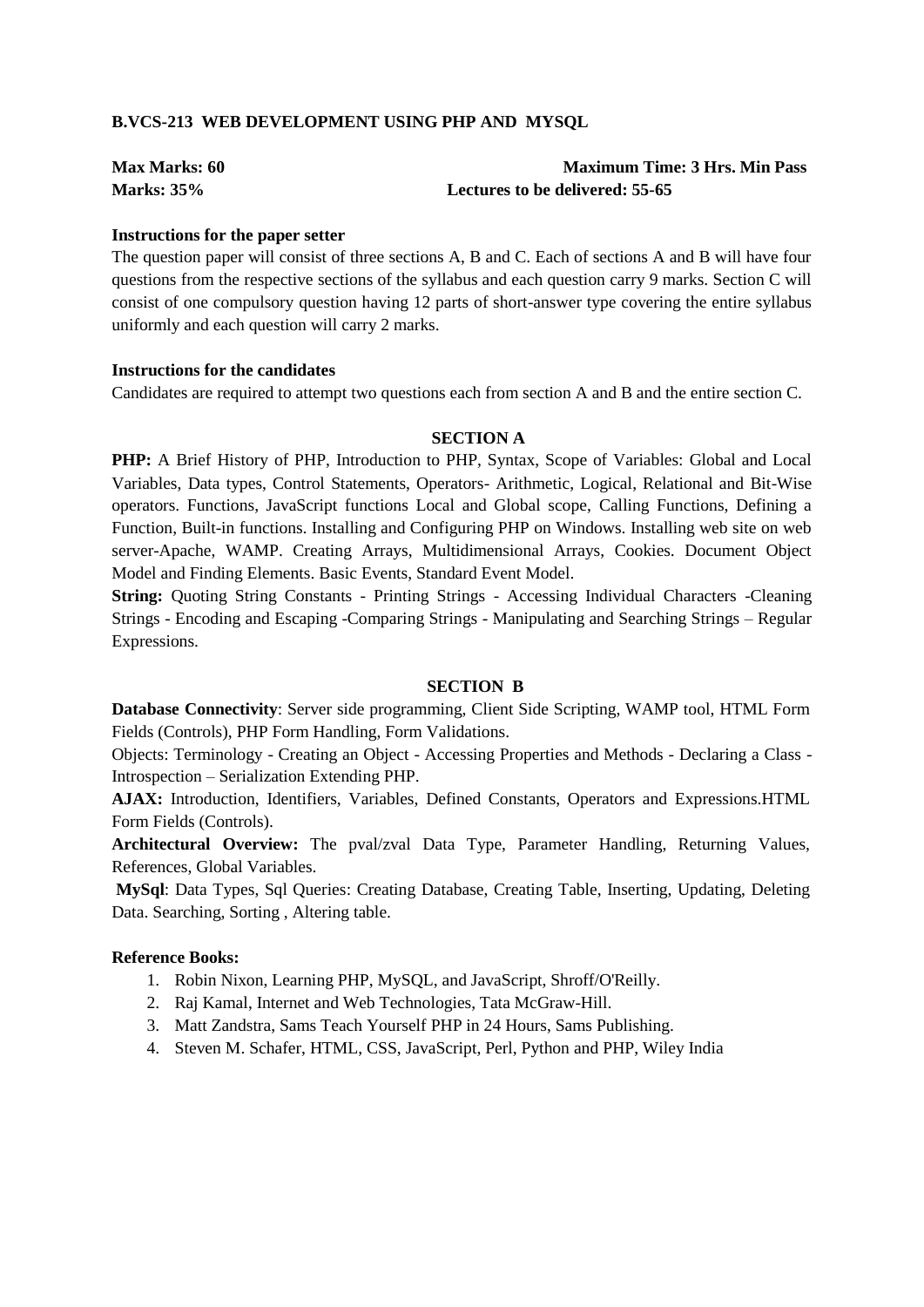**B.VCS-213 WEB DEVELOPMENT USING PHP AND MYSQL**

**Max Marks: 60** **Maximum Time: 3 Hrs. Min Pass Marks: 35%** **Lectures to be delivered: 55-65**

**Instructions for the paper setter**

The question paper will consist of three sections A, B and C. Each of sections A and B will have four questions from the respective sections of the syllabus and each question carry 9 marks. Section C will consist of one compulsory question having 12 parts of short-answer type covering the entire syllabus uniformly and each question will carry 2 marks.

**Instructions for the candidates**

Candidates are required to attempt two questions each from section A and B and the entire section C.

## SECTION A

**PHP:** A Brief History of PHP, Introduction to PHP, Syntax, Scope of Variables: Global and Local Variables, Data types, Control Statements, Operators- Arithmetic, Logical, Relational and Bit-Wise operators. Functions, JavaScript functions Local and Global scope, Calling Functions, Defining a Function, Built-in functions. Installing and Configuring PHP on Windows. Installing web site on web server-Apache, WAMP. Creating Arrays, Multidimensional Arrays, Cookies. Document Object Model and Finding Elements. Basic Events, Standard Event Model.

**String:** Quoting String Constants - Printing Strings - Accessing Individual Characters -Cleaning Strings - Encoding and Escaping -Comparing Strings - Manipulating and Searching Strings – Regular Expressions.

## SECTION B

**Database Connectivity**: Server side programming, Client Side Scripting, WAMP tool, HTML Form Fields (Controls), PHP Form Handling, Form Validations.

Objects: Terminology - Creating an Object - Accessing Properties and Methods - Declaring a Class - Introspection – Serialization Extending PHP.

**AJAX:** Introduction, Identifiers, Variables, Defined Constants, Operators and Expressions.HTML Form Fields (Controls).

**Architectural Overview:** The pval/zval Data Type, Parameter Handling, Returning Values, References, Global Variables.

**MySql**: Data Types, Sql Queries: Creating Database, Creating Table, Inserting, Updating, Deleting Data. Searching, Sorting , Altering table.

**Reference Books:**

1. Robin Nixon, Learning PHP, MySQL, and JavaScript, Shroff/O'Reilly.
2. Raj Kamal, Internet and Web Technologies, Tata McGraw-Hill.
3. Matt Zandstra, Sams Teach Yourself PHP in 24 Hours, Sams Publishing.
4. Steven M. Schafer, HTML, CSS, JavaScript, Perl, Python and PHP, Wiley India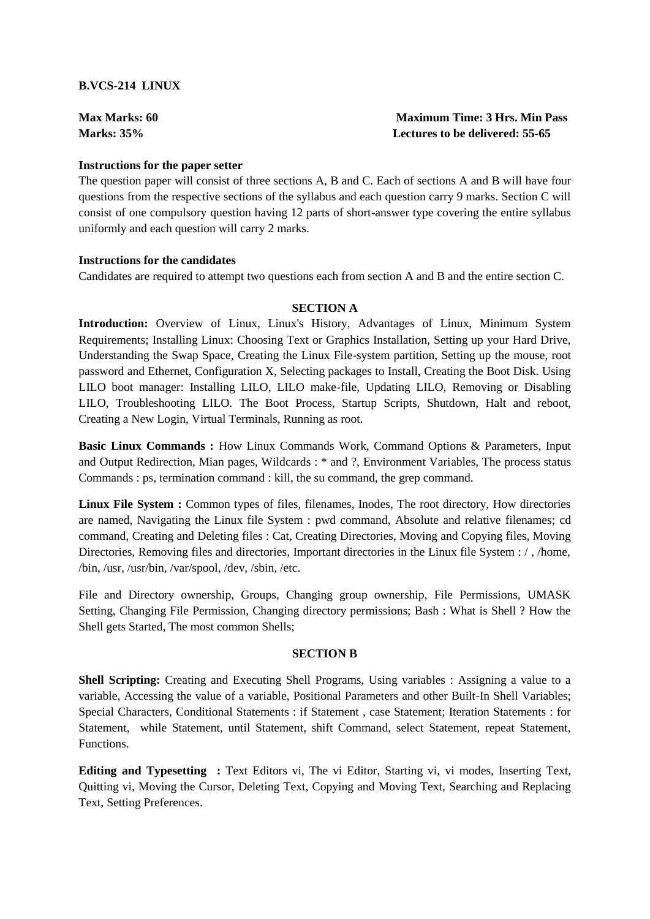**B.VCS-214 LINUX**

**Max Marks: 60** **Maximum Time: 3 Hrs. Min Pass Marks: 35%** **Lectures to be delivered: 55-65**

**Instructions for the paper setter**

The question paper will consist of three sections A, B and C. Each of sections A and B will have four questions from the respective sections of the syllabus and each question carry 9 marks. Section C will consist of one compulsory question having 12 parts of short-answer type covering the entire syllabus uniformly and each question will carry 2 marks.

**Instructions for the candidates**

Candidates are required to attempt two questions each from section A and B and the entire section C.

## SECTION A

**Introduction:** Overview of Linux, Linux's History, Advantages of Linux, Minimum System Requirements; Installing Linux: Choosing Text or Graphics Installation, Setting up your Hard Drive, Understanding the Swap Space, Creating the Linux File-system partition, Setting up the mouse, root password and Ethernet, Configuration X, Selecting packages to Install, Creating the Boot Disk. Using LILO boot manager: Installing LILO, LILO make-file, Updating LILO, Removing or Disabling LILO, Troubleshooting LILO. The Boot Process, Startup Scripts, Shutdown, Halt and reboot, Creating a New Login, Virtual Terminals, Running as root.

**Basic Linux Commands :** How Linux Commands Work, Command Options & Parameters, Input and Output Redirection, Mian pages, Wildcards : * and ?, Environment Variables, The process status Commands : ps, termination command : kill, the su command, the grep command.

**Linux File System :** Common types of files, filenames, Inodes, The root directory, How directories are named, Navigating the Linux file System : pwd command, Absolute and relative filenames; cd command, Creating and Deleting files : Cat, Creating Directories, Moving and Copying files, Moving Directories, Removing files and directories, Important directories in the Linux file System : / , /home, /bin, /usr, /usr/bin, /var/spool, /dev, /sbin, /etc.

File and Directory ownership, Groups, Changing group ownership, File Permissions, UMASK Setting, Changing File Permission, Changing directory permissions; Bash : What is Shell ? How the Shell gets Started, The most common Shells;

## SECTION B

**Shell Scripting:** Creating and Executing Shell Programs, Using variables : Assigning a value to a variable, Accessing the value of a variable, Positional Parameters and other Built-In Shell Variables; Special Characters, Conditional Statements : if Statement , case Statement; Iteration Statements : for Statement, while Statement, until Statement, shift Command, select Statement, repeat Statement, Functions.

**Editing and Typesetting :** Text Editors vi, The vi Editor, Starting vi, vi modes, Inserting Text, Quitting vi, Moving the Cursor, Deleting Text, Copying and Moving Text, Searching and Replacing Text, Setting Preferences.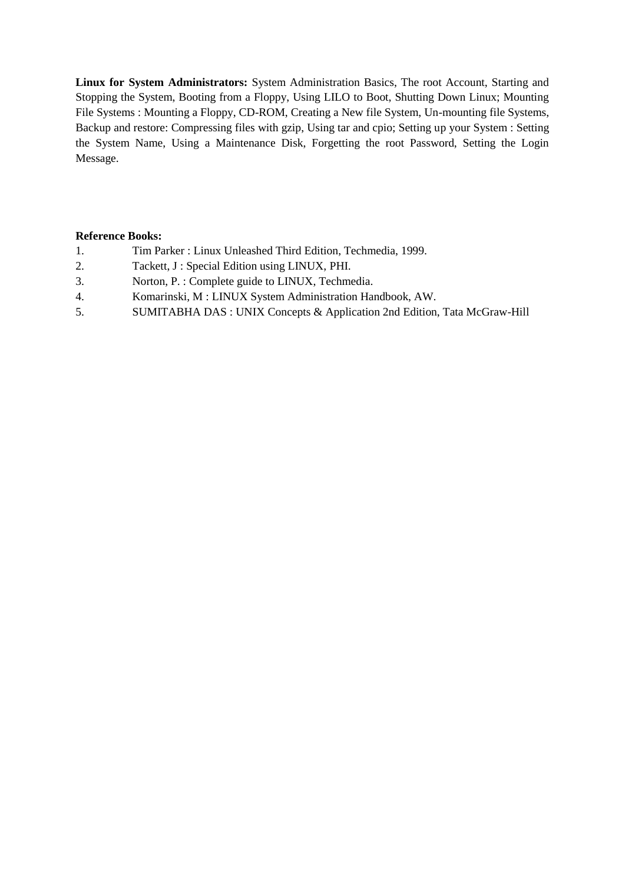**Linux for System Administrators:** System Administration Basics, The root Account, Starting and Stopping the System, Booting from a Floppy, Using LILO to Boot, Shutting Down Linux; Mounting File Systems : Mounting a Floppy, CD-ROM, Creating a New file System, Un-mounting file Systems, Backup and restore: Compressing files with gzip, Using tar and cpio; Setting up your System : Setting the System Name, Using a Maintenance Disk, Forgetting the root Password, Setting the Login Message.

**Reference Books:**

1. Tim Parker : Linux Unleashed Third Edition, Techmedia, 1999.
2. Tackett, J : Special Edition using LINUX, PHI.
3. Norton, P. : Complete guide to LINUX, Techmedia.
4. Komarinski, M : LINUX System Administration Handbook, AW.
5. SUMITABHA DAS : UNIX Concepts & Application 2nd Edition, Tata McGraw-Hill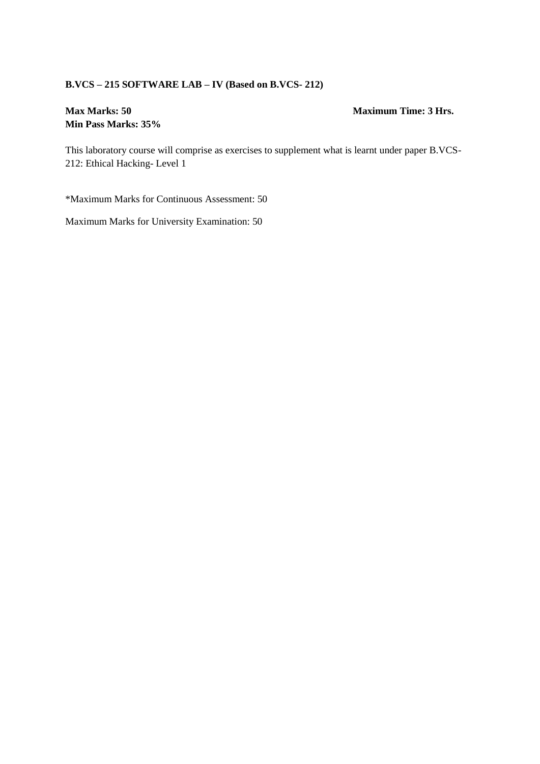**B.VCS – 215 SOFTWARE LAB – IV (Based on B.VCS- 212)**

**Max Marks: 50** **Maximum Time: 3 Hrs.**
**Min Pass Marks: 35%**

This laboratory course will comprise as exercises to supplement what is learnt under paper B.VCS-212: Ethical Hacking- Level 1

*Maximum Marks for Continuous Assessment: 50

Maximum Marks for University Examination: 50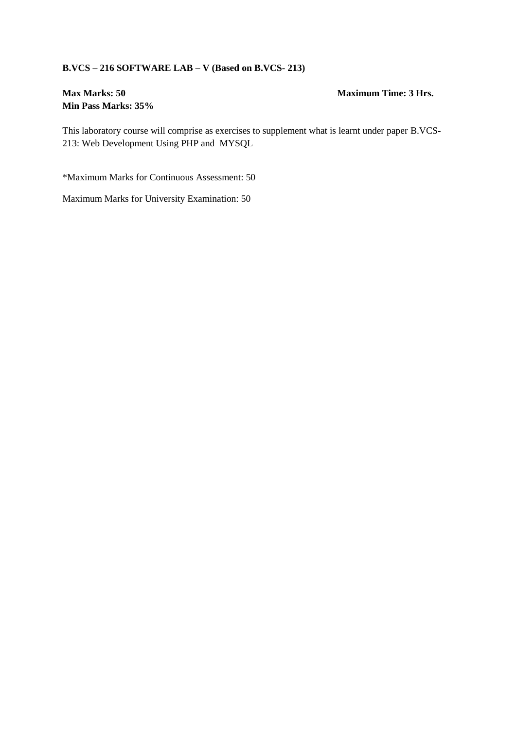**B.VCS – 216 SOFTWARE LAB – V (Based on B.VCS- 213)**

**Max Marks: 50** **Maximum Time: 3 Hrs.**
**Min Pass Marks: 35%**

This laboratory course will comprise as exercises to supplement what is learnt under paper B.VCS-213: Web Development Using PHP and MYSQL

*Maximum Marks for Continuous Assessment: 50

Maximum Marks for University Examination: 50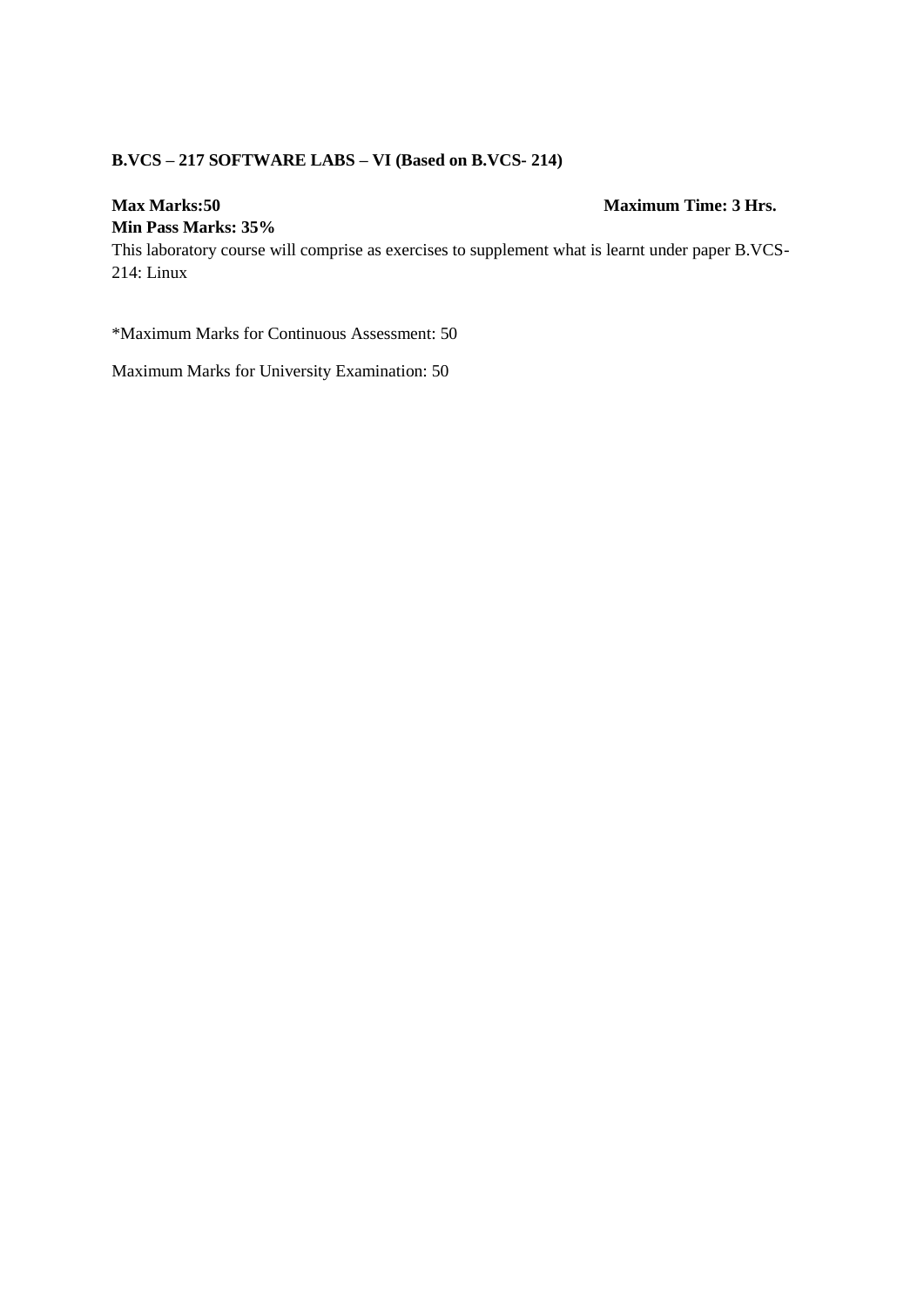**B.VCS – 217 SOFTWARE LABS – VI (Based on B.VCS- 214)**

**Max Marks:50** **Maximum Time: 3 Hrs.**

**Min Pass Marks: 35%**

This laboratory course will comprise as exercises to supplement what is learnt under paper B.VCS-214: Linux

*Maximum Marks for Continuous Assessment: 50

Maximum Marks for University Examination: 50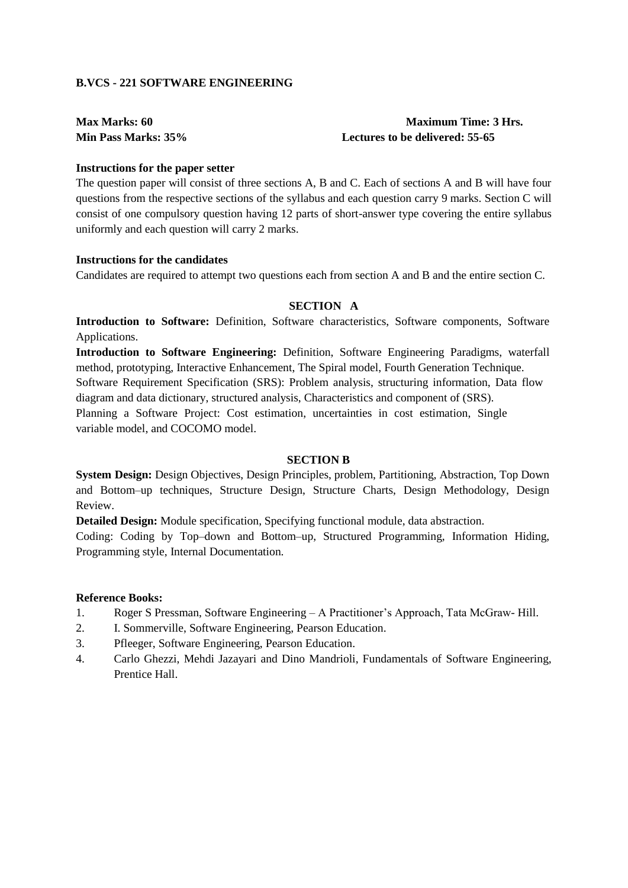## B.VCS - 221 SOFTWARE ENGINEERING

**Max Marks: 60** **Maximum Time: 3 Hrs.**
**Min Pass Marks: 35%** **Lectures to be delivered: 55-65**

**Instructions for the paper setter**

The question paper will consist of three sections A, B and C. Each of sections A and B will have four questions from the respective sections of the syllabus and each question carry 9 marks. Section C will consist of one compulsory question having 12 parts of short-answer type covering the entire syllabus uniformly and each question will carry 2 marks.

**Instructions for the candidates**

Candidates are required to attempt two questions each from section A and B and the entire section C.

### SECTION A

**Introduction to Software:** Definition, Software characteristics, Software components, Software Applications.

**Introduction to Software Engineering:** Definition, Software Engineering Paradigms, waterfall method, prototyping, Interactive Enhancement, The Spiral model, Fourth Generation Technique.

Software Requirement Specification (SRS): Problem analysis, structuring information, Data flow diagram and data dictionary, structured analysis, Characteristics and component of (SRS).

Planning a Software Project: Cost estimation, uncertainties in cost estimation, Single variable model, and COCOMO model.

### SECTION B

**System Design:** Design Objectives, Design Principles, problem, Partitioning, Abstraction, Top Down and Bottom–up techniques, Structure Design, Structure Charts, Design Methodology, Design Review.

**Detailed Design:** Module specification, Specifying functional module, data abstraction.

Coding: Coding by Top–down and Bottom–up, Structured Programming, Information Hiding, Programming style, Internal Documentation.

**Reference Books:**

1. Roger S Pressman, Software Engineering – A Practitioner's Approach, Tata McGraw- Hill.
2. I. Sommerville, Software Engineering, Pearson Education.
3. Pfleeger, Software Engineering, Pearson Education.
4. Carlo Ghezzi, Mehdi Jazayari and Dino Mandrioli, Fundamentals of Software Engineering, Prentice Hall.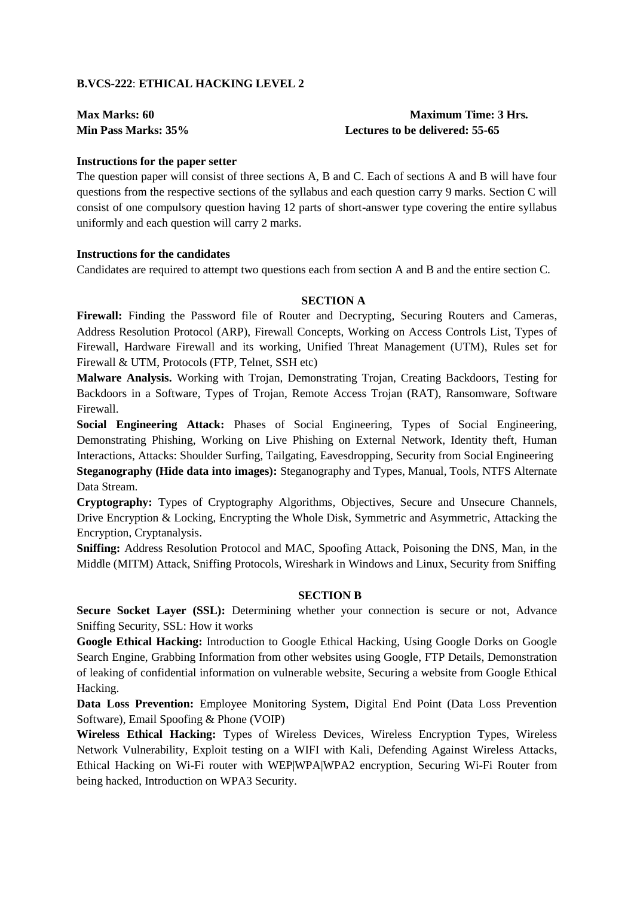**B.VCS-222**: **ETHICAL HACKING LEVEL 2**

**Max Marks: 60** **Maximum Time: 3 Hrs.**
**Min Pass Marks: 35%** **Lectures to be delivered: 55-65**

**Instructions for the paper setter**

The question paper will consist of three sections A, B and C. Each of sections A and B will have four questions from the respective sections of the syllabus and each question carry 9 marks. Section C will consist of one compulsory question having 12 parts of short-answer type covering the entire syllabus uniformly and each question will carry 2 marks.

**Instructions for the candidates**

Candidates are required to attempt two questions each from section A and B and the entire section C.

**SECTION A**

**Firewall:** Finding the Password file of Router and Decrypting, Securing Routers and Cameras, Address Resolution Protocol (ARP), Firewall Concepts, Working on Access Controls List, Types of Firewall, Hardware Firewall and its working, Unified Threat Management (UTM), Rules set for Firewall & UTM, Protocols (FTP, Telnet, SSH etc)

**Malware Analysis.** Working with Trojan, Demonstrating Trojan, Creating Backdoors, Testing for Backdoors in a Software, Types of Trojan, Remote Access Trojan (RAT), Ransomware, Software Firewall.

**Social Engineering Attack:** Phases of Social Engineering, Types of Social Engineering, Demonstrating Phishing, Working on Live Phishing on External Network, Identity theft, Human Interactions, Attacks: Shoulder Surfing, Tailgating, Eavesdropping, Security from Social Engineering

**Steganography (Hide data into images):** Steganography and Types, Manual, Tools, NTFS Alternate Data Stream.

**Cryptography:** Types of Cryptography Algorithms, Objectives, Secure and Unsecure Channels, Drive Encryption & Locking, Encrypting the Whole Disk, Symmetric and Asymmetric, Attacking the Encryption, Cryptanalysis.

**Sniffing:** Address Resolution Protocol and MAC, Spoofing Attack, Poisoning the DNS, Man, in the Middle (MITM) Attack, Sniffing Protocols, Wireshark in Windows and Linux, Security from Sniffing

**SECTION B**

**Secure Socket Layer (SSL):** Determining whether your connection is secure or not, Advance Sniffing Security, SSL: How it works

**Google Ethical Hacking:** Introduction to Google Ethical Hacking, Using Google Dorks on Google Search Engine, Grabbing Information from other websites using Google, FTP Details, Demonstration of leaking of confidential information on vulnerable website, Securing a website from Google Ethical Hacking.

**Data Loss Prevention:** Employee Monitoring System, Digital End Point (Data Loss Prevention Software), Email Spoofing & Phone (VOIP)

**Wireless Ethical Hacking:** Types of Wireless Devices, Wireless Encryption Types, Wireless Network Vulnerability, Exploit testing on a WIFI with Kali, Defending Against Wireless Attacks, Ethical Hacking on Wi-Fi router with WEP|WPA|WPA2 encryption, Securing Wi-Fi Router from being hacked, Introduction on WPA3 Security.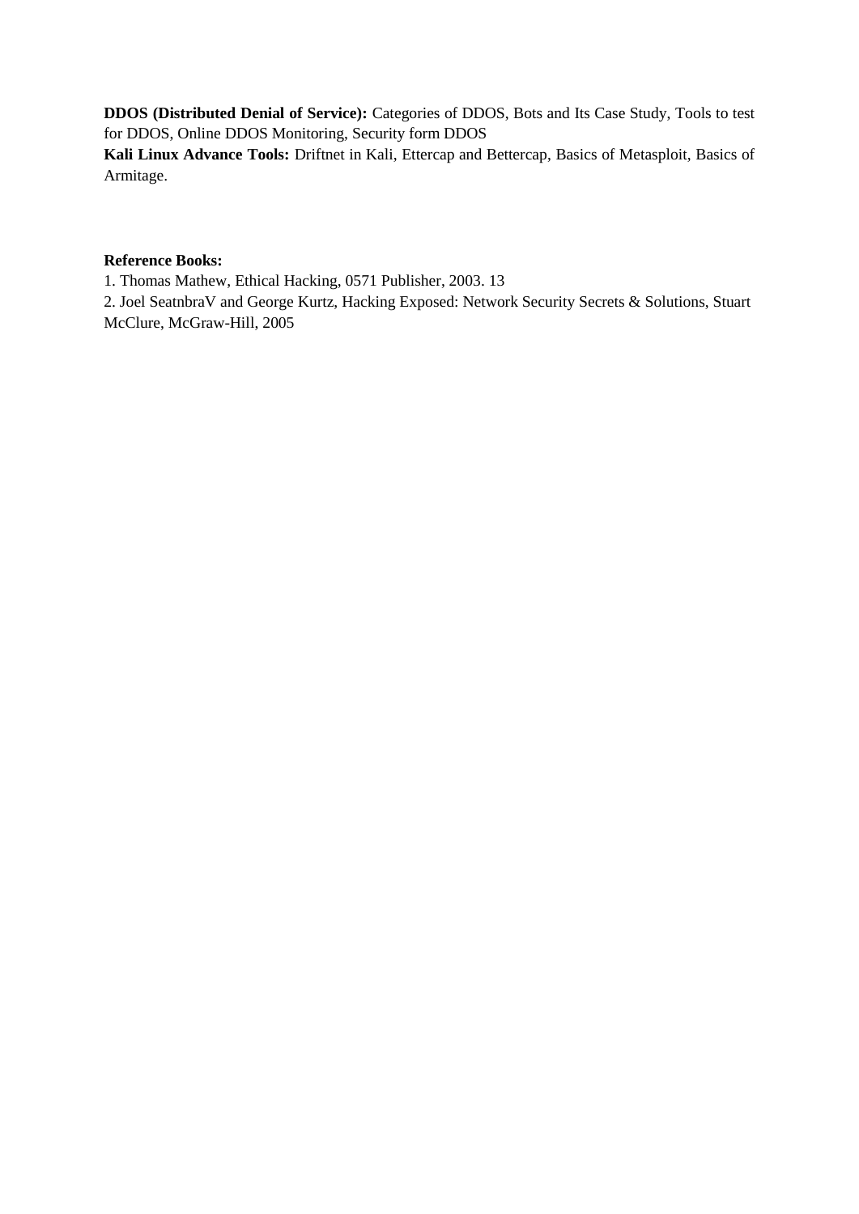**DDOS (Distributed Denial of Service):** Categories of DDOS, Bots and Its Case Study, Tools to test for DDOS, Online DDOS Monitoring, Security form DDOS

**Kali Linux Advance Tools:** Driftnet in Kali, Ettercap and Bettercap, Basics of Metasploit, Basics of Armitage.

**Reference Books:**

1. Thomas Mathew, Ethical Hacking, 0571 Publisher, 2003. 13
2. Joel SeatnbraV and George Kurtz, Hacking Exposed: Network Security Secrets & Solutions, Stuart McClure, McGraw-Hill, 2005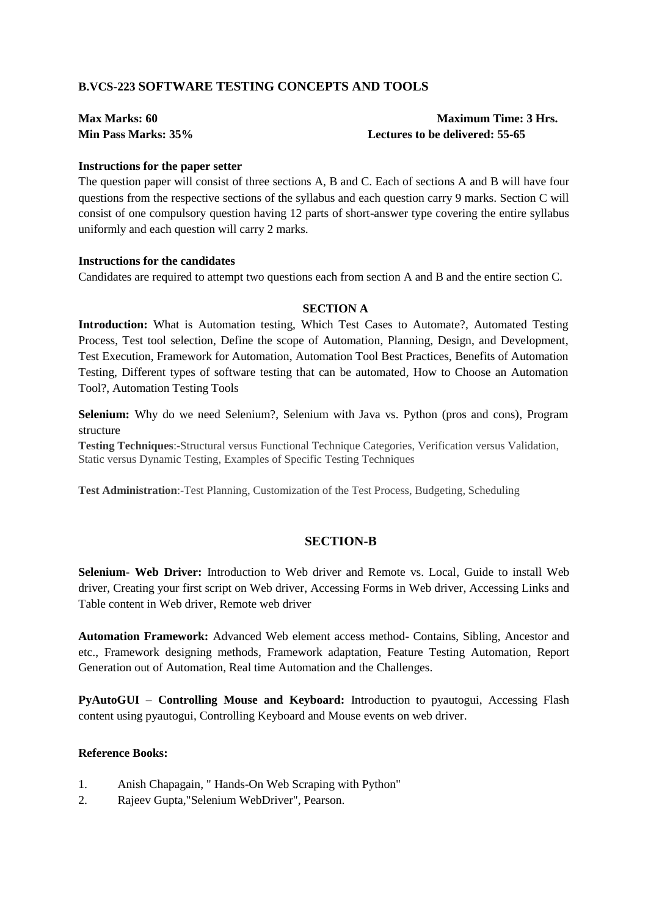## B.VCS-223 SOFTWARE TESTING CONCEPTS AND TOOLS

**Max Marks: 60** **Maximum Time: 3 Hrs.**
**Min Pass Marks: 35%** **Lectures to be delivered: 55-65**

**Instructions for the paper setter**

The question paper will consist of three sections A, B and C. Each of sections A and B will have four questions from the respective sections of the syllabus and each question carry 9 marks. Section C will consist of one compulsory question having 12 parts of short-answer type covering the entire syllabus uniformly and each question will carry 2 marks.

**Instructions for the candidates**

Candidates are required to attempt two questions each from section A and B and the entire section C.

### SECTION A

**Introduction:** What is Automation testing, Which Test Cases to Automate?, Automated Testing Process, Test tool selection, Define the scope of Automation, Planning, Design, and Development, Test Execution, Framework for Automation, Automation Tool Best Practices, Benefits of Automation Testing, Different types of software testing that can be automated, How to Choose an Automation Tool?, Automation Testing Tools

**Selenium:** Why do we need Selenium?, Selenium with Java vs. Python (pros and cons), Program structure

**Testing Techniques**:-Structural versus Functional Technique Categories, Verification versus Validation, Static versus Dynamic Testing, Examples of Specific Testing Techniques

**Test Administration**:-Test Planning, Customization of the Test Process, Budgeting, Scheduling

### SECTION-B

**Selenium- Web Driver:** Introduction to Web driver and Remote vs. Local, Guide to install Web driver, Creating your first script on Web driver, Accessing Forms in Web driver, Accessing Links and Table content in Web driver, Remote web driver

**Automation Framework:** Advanced Web element access method- Contains, Sibling, Ancestor and etc., Framework designing methods, Framework adaptation, Feature Testing Automation, Report Generation out of Automation, Real time Automation and the Challenges.

**PyAutoGUI – Controlling Mouse and Keyboard:** Introduction to pyautogui, Accessing Flash content using pyautogui, Controlling Keyboard and Mouse events on web driver.

**Reference Books:**

1. Anish Chapagain, " Hands-On Web Scraping with Python"
2. Rajeev Gupta,"Selenium WebDriver", Pearson.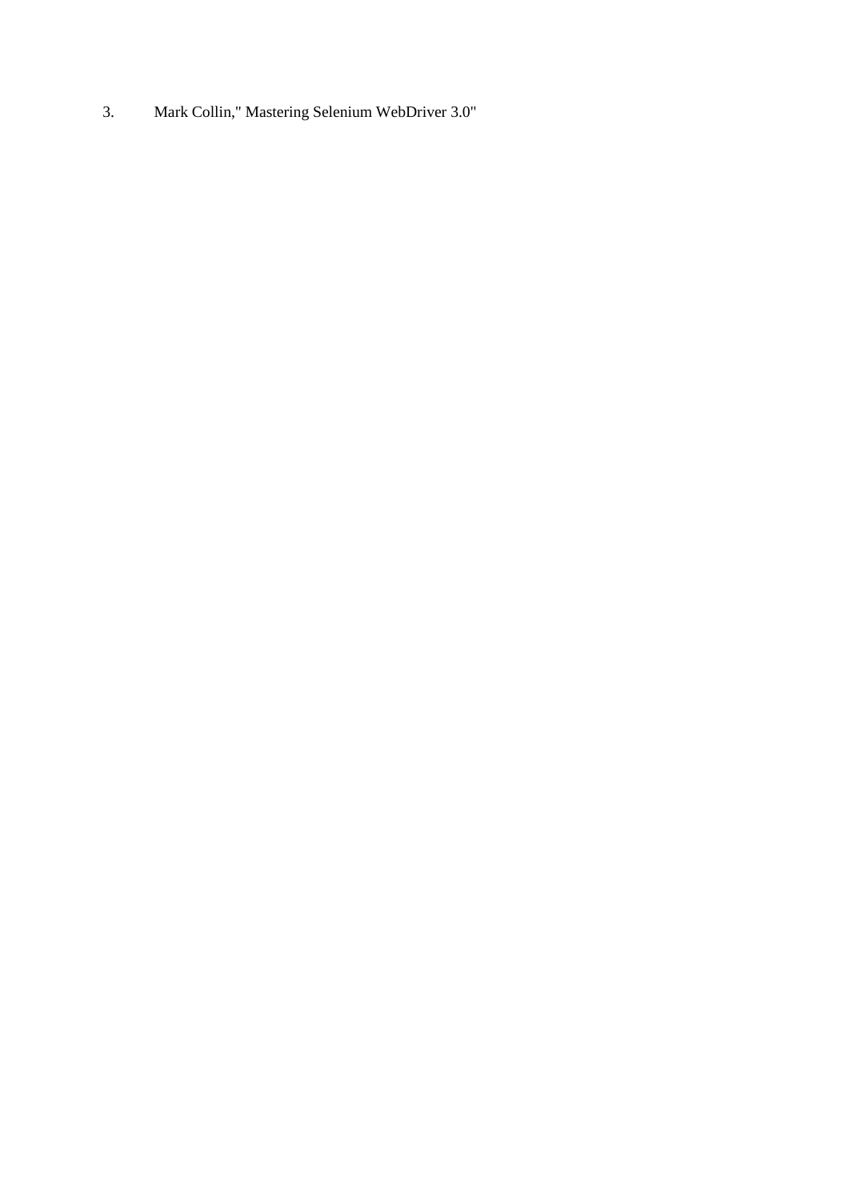3. Mark Collin," Mastering Selenium WebDriver 3.0"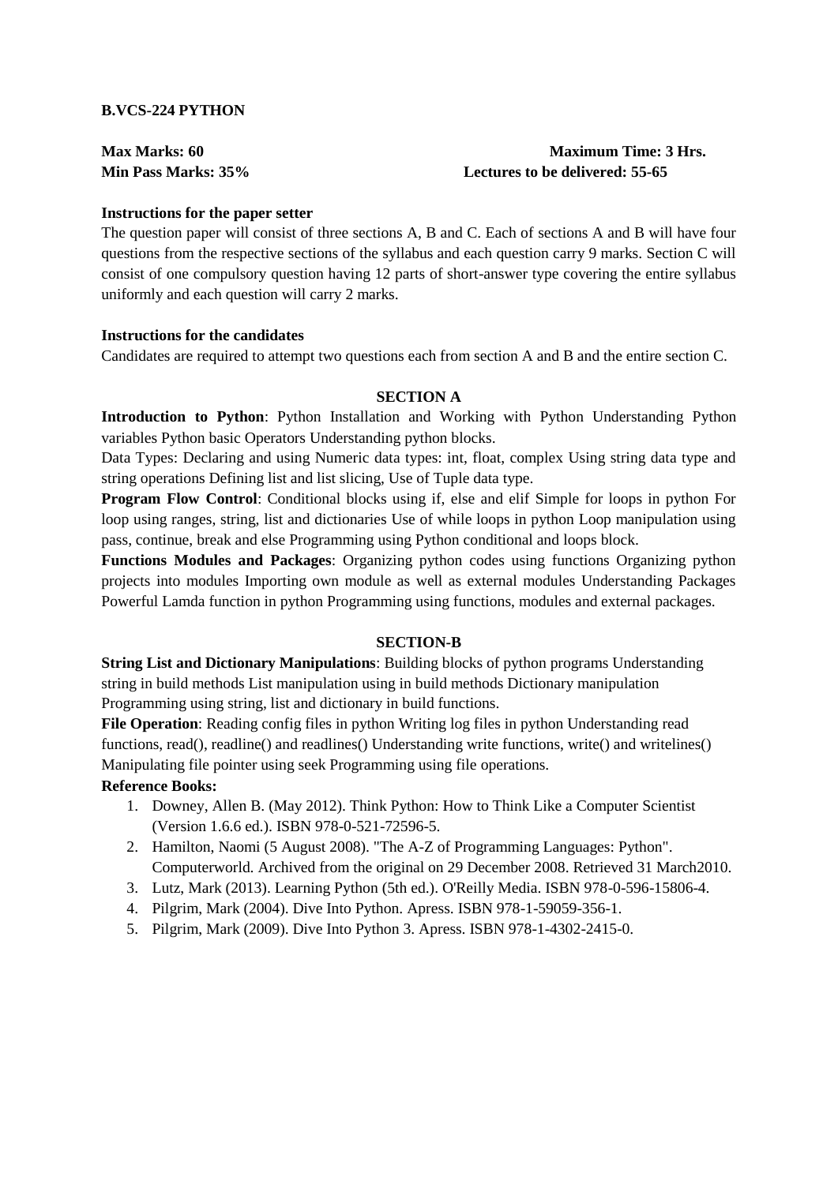**B.VCS-224 PYTHON**

**Max Marks: 60** **Maximum Time: 3 Hrs.**
**Min Pass Marks: 35%** **Lectures to be delivered: 55-65**

**Instructions for the paper setter**

The question paper will consist of three sections A, B and C. Each of sections A and B will have four questions from the respective sections of the syllabus and each question carry 9 marks. Section C will consist of one compulsory question having 12 parts of short-answer type covering the entire syllabus uniformly and each question will carry 2 marks.

**Instructions for the candidates**

Candidates are required to attempt two questions each from section A and B and the entire section C.

**SECTION A**

**Introduction to Python**: Python Installation and Working with Python Understanding Python variables Python basic Operators Understanding python blocks.

Data Types: Declaring and using Numeric data types: int, float, complex Using string data type and string operations Defining list and list slicing, Use of Tuple data type.

**Program Flow Control**: Conditional blocks using if, else and elif Simple for loops in python For loop using ranges, string, list and dictionaries Use of while loops in python Loop manipulation using pass, continue, break and else Programming using Python conditional and loops block.

**Functions Modules and Packages**: Organizing python codes using functions Organizing python projects into modules Importing own module as well as external modules Understanding Packages Powerful Lamda function in python Programming using functions, modules and external packages.

**SECTION-B**

**String List and Dictionary Manipulations**: Building blocks of python programs Understanding string in build methods List manipulation using in build methods Dictionary manipulation Programming using string, list and dictionary in build functions.

**File Operation**: Reading config files in python Writing log files in python Understanding read functions, read(), readline() and readlines() Understanding write functions, write() and writelines() Manipulating file pointer using seek Programming using file operations.

**Reference Books:**

1. Downey, Allen B. (May 2012). Think Python: How to Think Like a Computer Scientist (Version 1.6.6 ed.). ISBN 978-0-521-72596-5.
2. Hamilton, Naomi (5 August 2008). "The A-Z of Programming Languages: Python". Computerworld. Archived from the original on 29 December 2008. Retrieved 31 March2010.
3. Lutz, Mark (2013). Learning Python (5th ed.). O'Reilly Media. ISBN 978-0-596-15806-4.
4. Pilgrim, Mark (2004). Dive Into Python. Apress. ISBN 978-1-59059-356-1.
5. Pilgrim, Mark (2009). Dive Into Python 3. Apress. ISBN 978-1-4302-2415-0.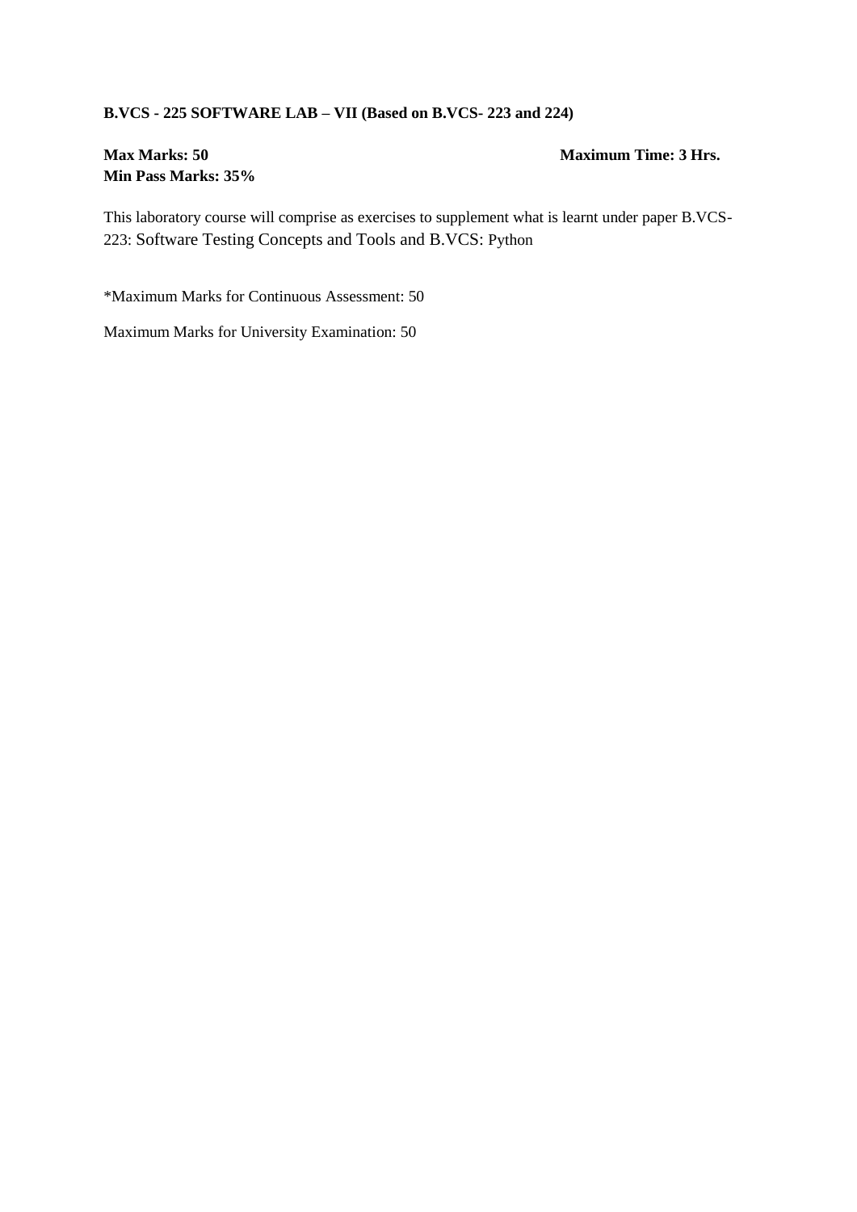**B.VCS - 225 SOFTWARE LAB – VII (Based on B.VCS- 223 and 224)**

**Max Marks: 50** **Maximum Time: 3 Hrs.**
**Min Pass Marks: 35%**

This laboratory course will comprise as exercises to supplement what is learnt under paper B.VCS-223: Software Testing Concepts and Tools and B.VCS: Python

*Maximum Marks for Continuous Assessment: 50

Maximum Marks for University Examination: 50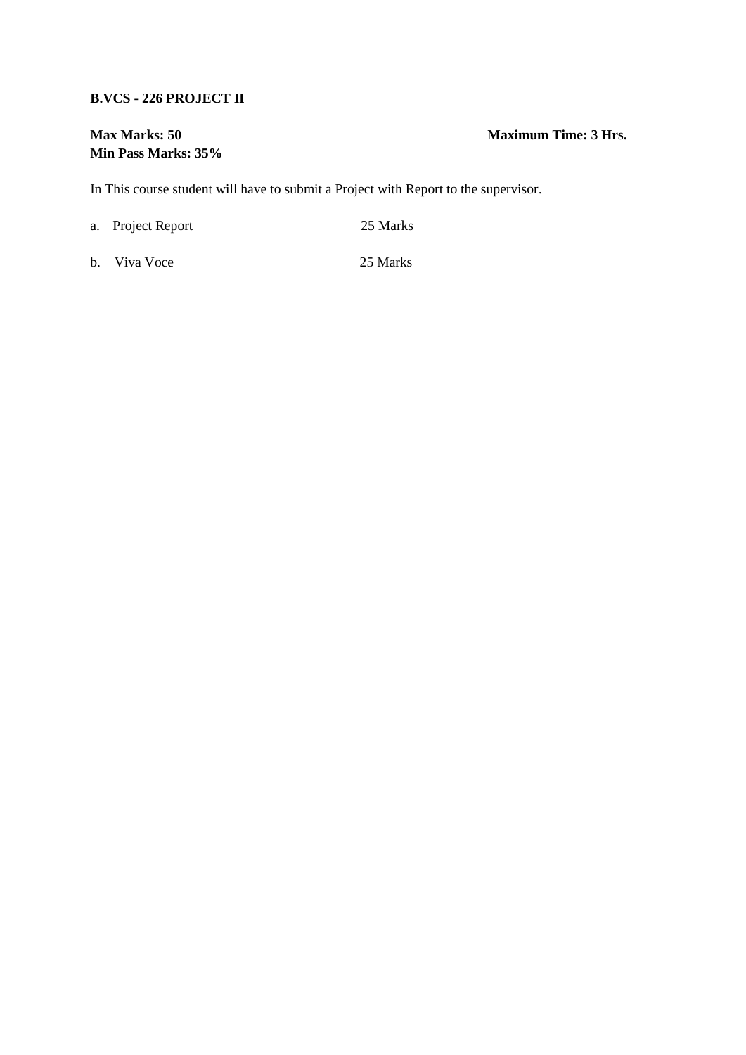**B.VCS - 226 PROJECT II**

**Max Marks: 50** **Maximum Time: 3 Hrs.**
**Min Pass Marks: 35%**

In This course student will have to submit a Project with Report to the supervisor.

a. Project Report 25 Marks

b. Viva Voce 25 Marks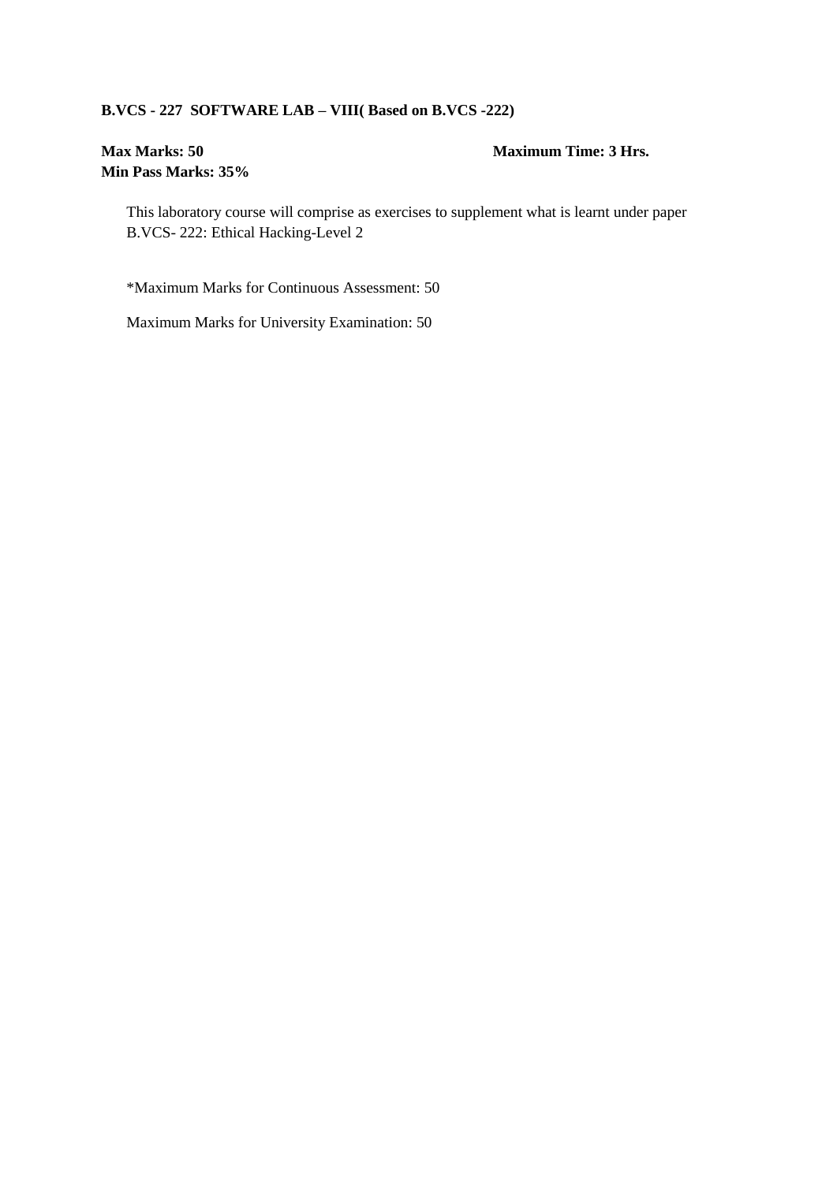**B.VCS - 227 SOFTWARE LAB – VIII( Based on B.VCS -222)**

**Max Marks: 50** **Maximum Time: 3 Hrs.**
**Min Pass Marks: 35%**

This laboratory course will comprise as exercises to supplement what is learnt under paper B.VCS- 222: Ethical Hacking-Level 2

*Maximum Marks for Continuous Assessment: 50

Maximum Marks for University Examination: 50